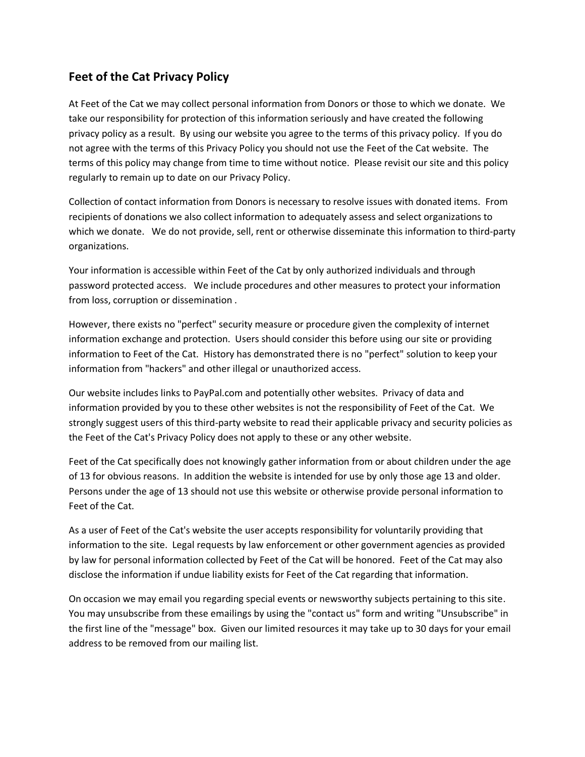## Feet of the Cat Privacy Policy

At Feet of the Cat we may collect personal information from Donors or those to which we donate. We take our responsibility for protection of this information seriously and have created the following privacy policy as a result. By using our website you agree to the terms of this privacy policy. If you do not agree with the terms of this Privacy Policy you should not use the Feet of the Cat website. The terms of this policy may change from time to time without notice. Please revisit our site and this policy regularly to remain up to date on our Privacy Policy.

Collection of contact information from Donors is necessary to resolve issues with donated items. From recipients of donations we also collect information to adequately assess and select organizations to which we donate. We do not provide, sell, rent or otherwise disseminate this information to third-party organizations.

Your information is accessible within Feet of the Cat by only authorized individuals and through password protected access. We include procedures and other measures to protect your information from loss, corruption or dissemination .

However, there exists no "perfect" security measure or procedure given the complexity of internet information exchange and protection. Users should consider this before using our site or providing information to Feet of the Cat. History has demonstrated there is no "perfect" solution to keep your information from "hackers" and other illegal or unauthorized access.

Our website includes links to PayPal.com and potentially other websites. Privacy of data and information provided by you to these other websites is not the responsibility of Feet of the Cat. We strongly suggest users of this third-party website to read their applicable privacy and security policies as the Feet of the Cat's Privacy Policy does not apply to these or any other website.

Feet of the Cat specifically does not knowingly gather information from or about children under the age of 13 for obvious reasons. In addition the website is intended for use by only those age 13 and older. Persons under the age of 13 should not use this website or otherwise provide personal information to Feet of the Cat.

As a user of Feet of the Cat's website the user accepts responsibility for voluntarily providing that information to the site. Legal requests by law enforcement or other government agencies as provided by law for personal information collected by Feet of the Cat will be honored. Feet of the Cat may also disclose the information if undue liability exists for Feet of the Cat regarding that information.

On occasion we may email you regarding special events or newsworthy subjects pertaining to this site. You may unsubscribe from these emailings by using the "contact us" form and writing "Unsubscribe" in the first line of the "message" box. Given our limited resources it may take up to 30 days for your email address to be removed from our mailing list.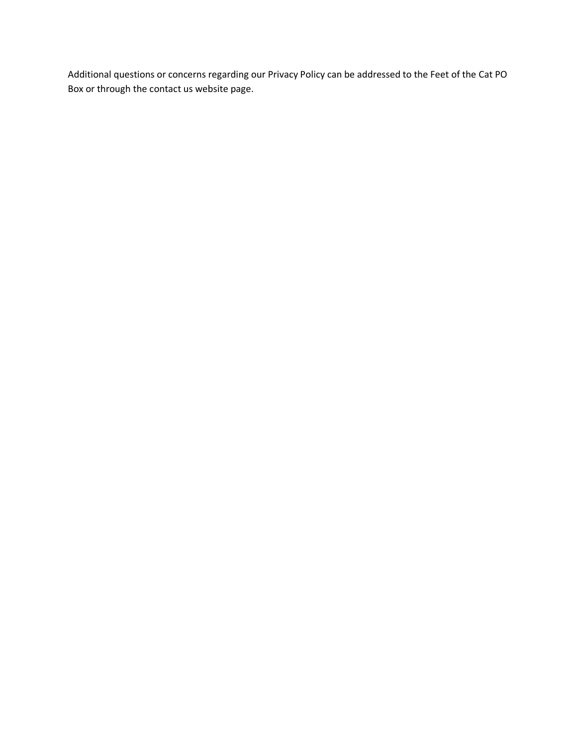Additional questions or concerns regarding our Privacy Policy can be addressed to the Feet of the Cat PO Box or through the contact us website page.